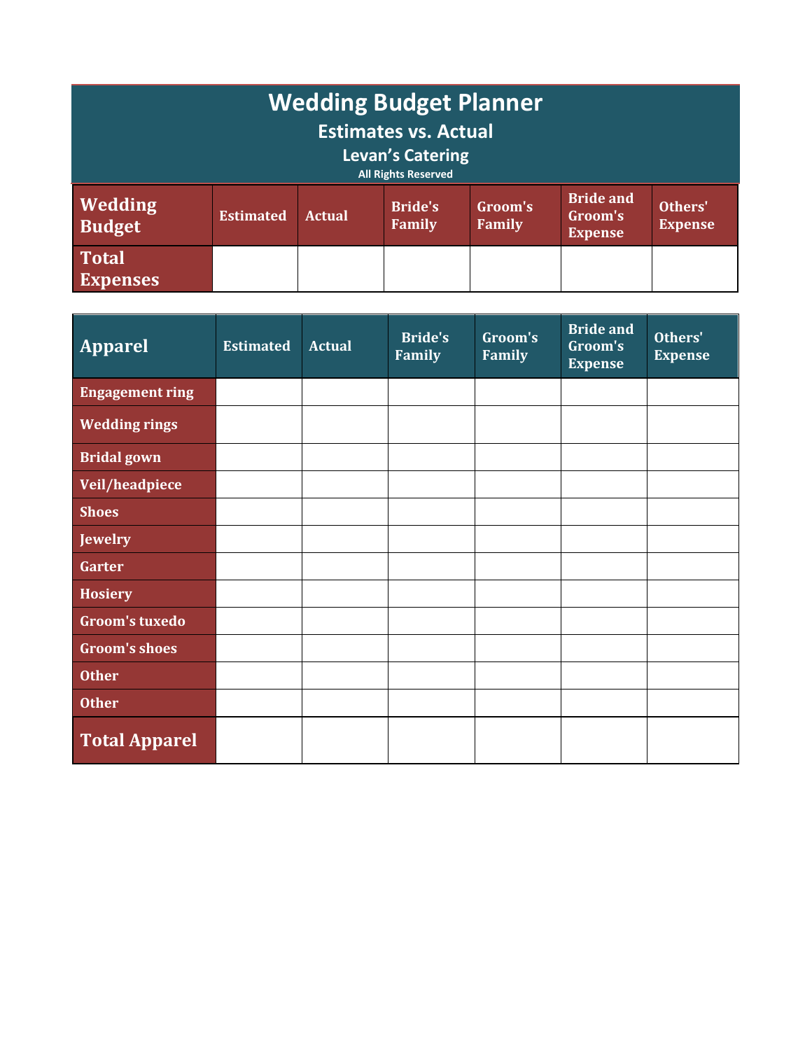# Wedding Budget Planner

## Estimates vs. Actual

### Levan's Catering

All Rights Reserved

| Wedding Budget | Estimated | Actual | Bride's Family | Groom's Family | Bride and Groom's Expense | Others' Expense |
|---|---|---|---|---|---|---|
| **Total Expenses** | | | | | | |

| Apparel | Estimated | Actual | Bride's Family | Groom's Family | Bride and Groom's Expense | Others' Expense |
|---|---|---|---|---|---|---|
| Engagement ring | | | | | | |
| Wedding rings | | | | | | |
| Bridal gown | | | | | | |
| Veil/headpiece | | | | | | |
| Shoes | | | | | | |
| Jewelry | | | | | | |
| Garter | | | | | | |
| Hosiery | | | | | | |
| Groom's tuxedo | | | | | | |
| Groom's shoes | | | | | | |
| Other | | | | | | |
| Other | | | | | | |
| **Total Apparel** | | | | | | |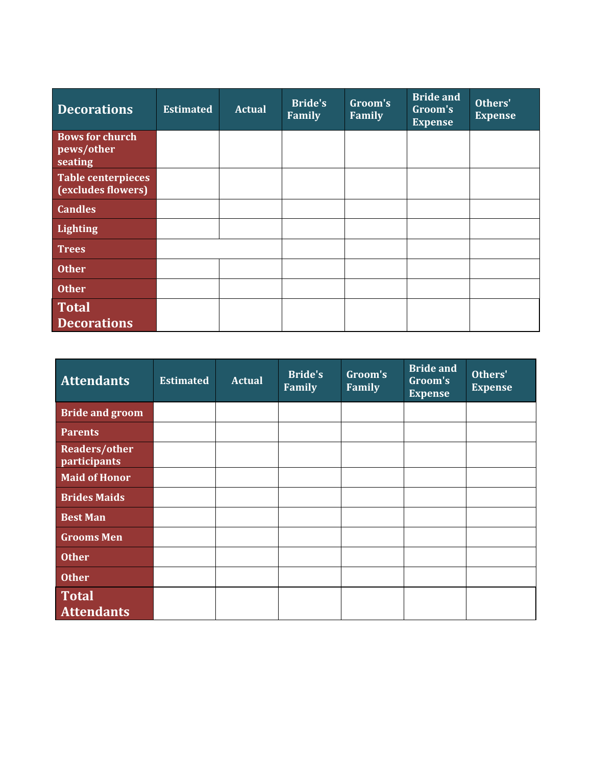| Decorations | Estimated | Actual | Bride's Family | Groom's Family | Bride and Groom's Expense | Others' Expense |
|---|---|---|---|---|---|---|
| Bows for church pews/other seating | | | | | | |
| Table centerpieces (excludes flowers) | | | | | | |
| Candles | | | | | | |
| Lighting | | | | | | |
| Trees | | | | | | |
| Other | | | | | | |
| Other | | | | | | |
| Total Decorations | | | | | | |

| Attendants | Estimated | Actual | Bride's Family | Groom's Family | Bride and Groom's Expense | Others' Expense |
|---|---|---|---|---|---|---|
| Bride and groom | | | | | | |
| Parents | | | | | | |
| Readers/other participants | | | | | | |
| Maid of Honor | | | | | | |
| Brides Maids | | | | | | |
| Best Man | | | | | | |
| Grooms Men | | | | | | |
| Other | | | | | | |
| Other | | | | | | |
| Total Attendants | | | | | | |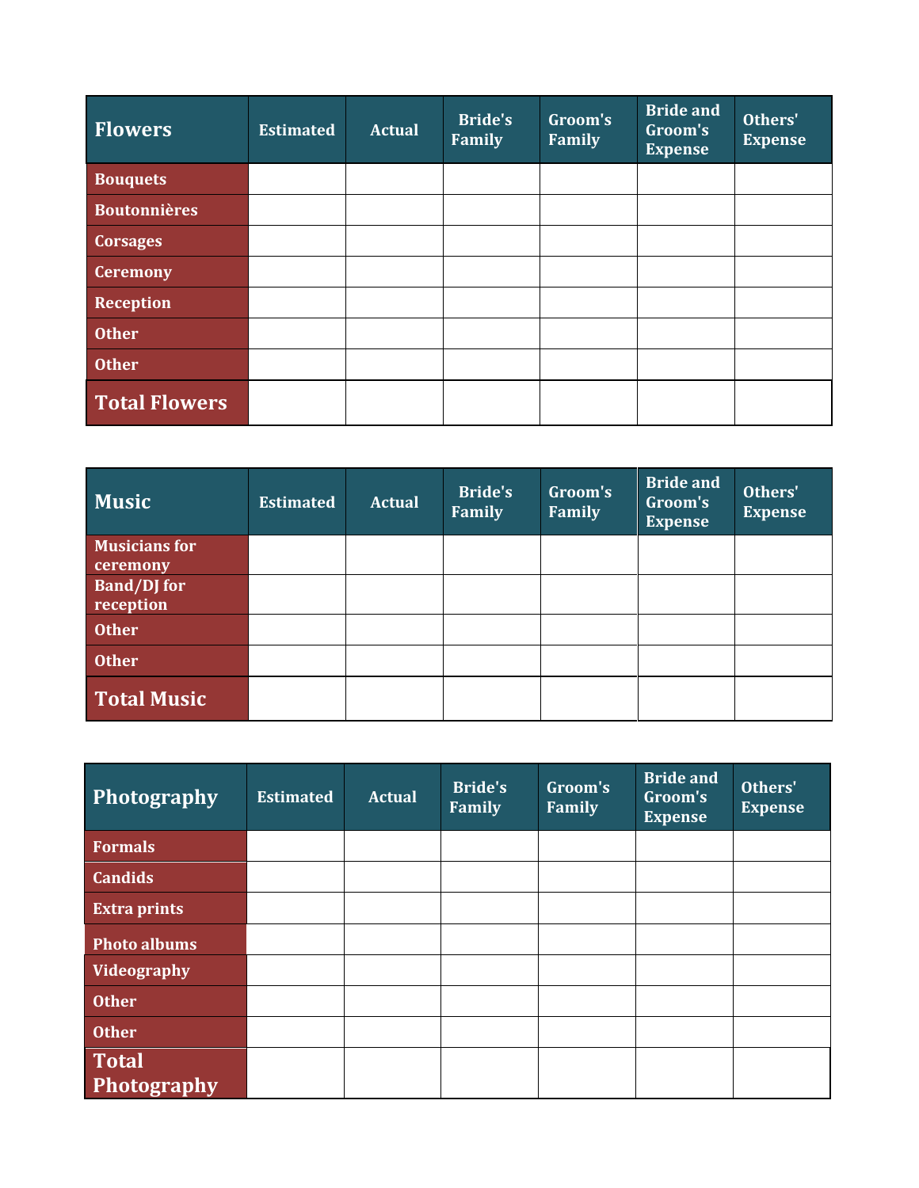| Flowers | Estimated | Actual | Bride's Family | Groom's Family | Bride and Groom's Expense | Others' Expense |
|---|---|---|---|---|---|---|
| Bouquets | | | | | | |
| Boutonnières | | | | | | |
| Corsages | | | | | | |
| Ceremony | | | | | | |
| Reception | | | | | | |
| Other | | | | | | |
| Other | | | | | | |
| **Total Flowers** | | | | | | |

| Music | Estimated | Actual | Bride's Family | Groom's Family | Bride and Groom's Expense | Others' Expense |
|---|---|---|---|---|---|---|
| Musicians for ceremony | | | | | | |
| Band/DJ for reception | | | | | | |
| Other | | | | | | |
| Other | | | | | | |
| **Total Music** | | | | | | |

| Photography | Estimated | Actual | Bride's Family | Groom's Family | Bride and Groom's Expense | Others' Expense |
|---|---|---|---|---|---|---|
| Formals | | | | | | |
| Candids | | | | | | |
| Extra prints | | | | | | |
| Photo albums | | | | | | |
| Videography | | | | | | |
| Other | | | | | | |
| Other | | | | | | |
| **Total Photography** | | | | | | |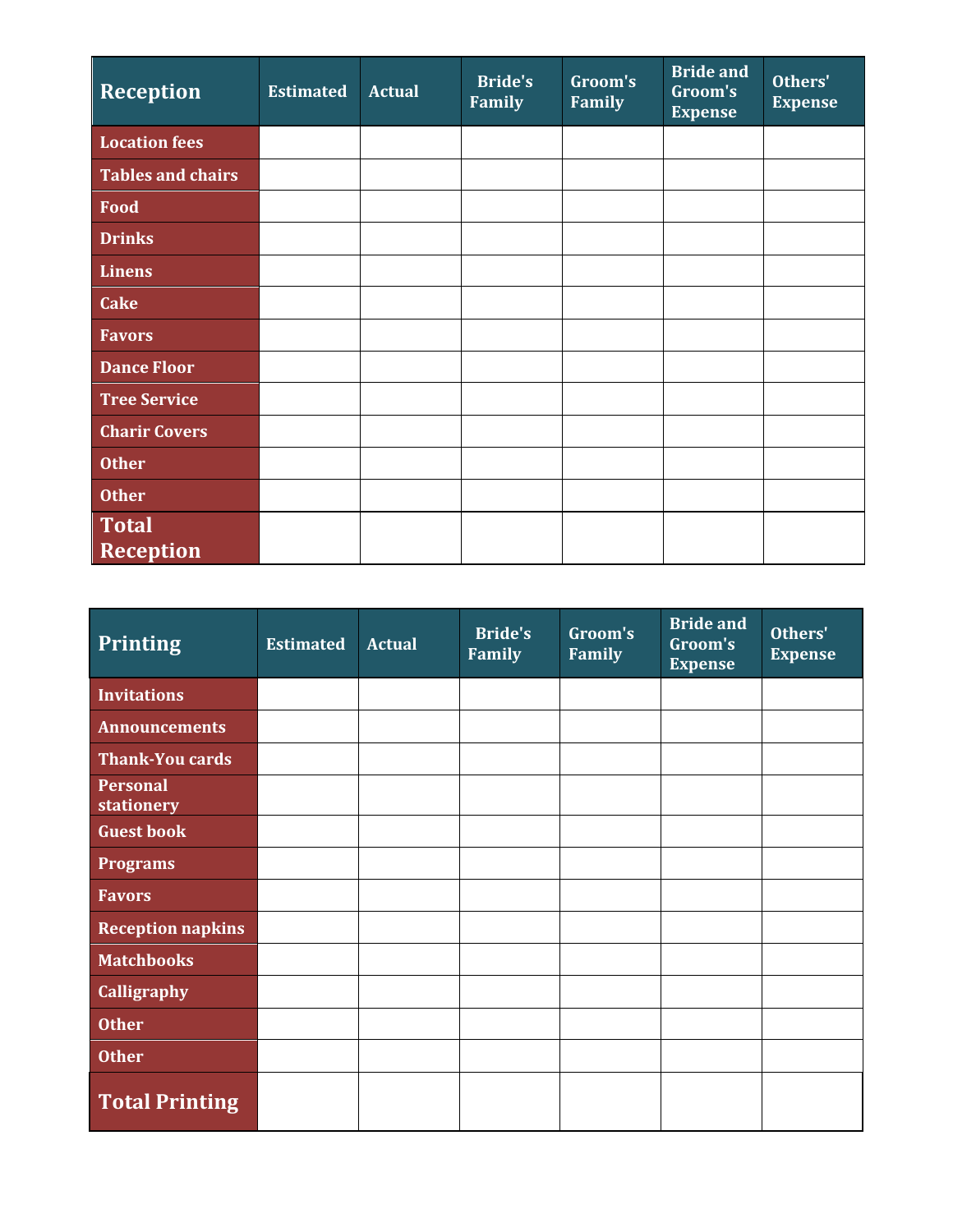| Reception | Estimated | Actual | Bride's Family | Groom's Family | Bride and Groom's Expense | Others' Expense |
|---|---|---|---|---|---|---|
| Location fees | | | | | | |
| Tables and chairs | | | | | | |
| Food | | | | | | |
| Drinks | | | | | | |
| Linens | | | | | | |
| Cake | | | | | | |
| Favors | | | | | | |
| Dance Floor | | | | | | |
| Tree Service | | | | | | |
| Charir Covers | | | | | | |
| Other | | | | | | |
| Other | | | | | | |
| Total Reception | | | | | | |

| Printing | Estimated | Actual | Bride's Family | Groom's Family | Bride and Groom's Expense | Others' Expense |
|---|---|---|---|---|---|---|
| Invitations | | | | | | |
| Announcements | | | | | | |
| Thank-You cards | | | | | | |
| Personal stationery | | | | | | |
| Guest book | | | | | | |
| Programs | | | | | | |
| Favors | | | | | | |
| Reception napkins | | | | | | |
| Matchbooks | | | | | | |
| Calligraphy | | | | | | |
| Other | | | | | | |
| Other | | | | | | |
| Total Printing | | | | | | |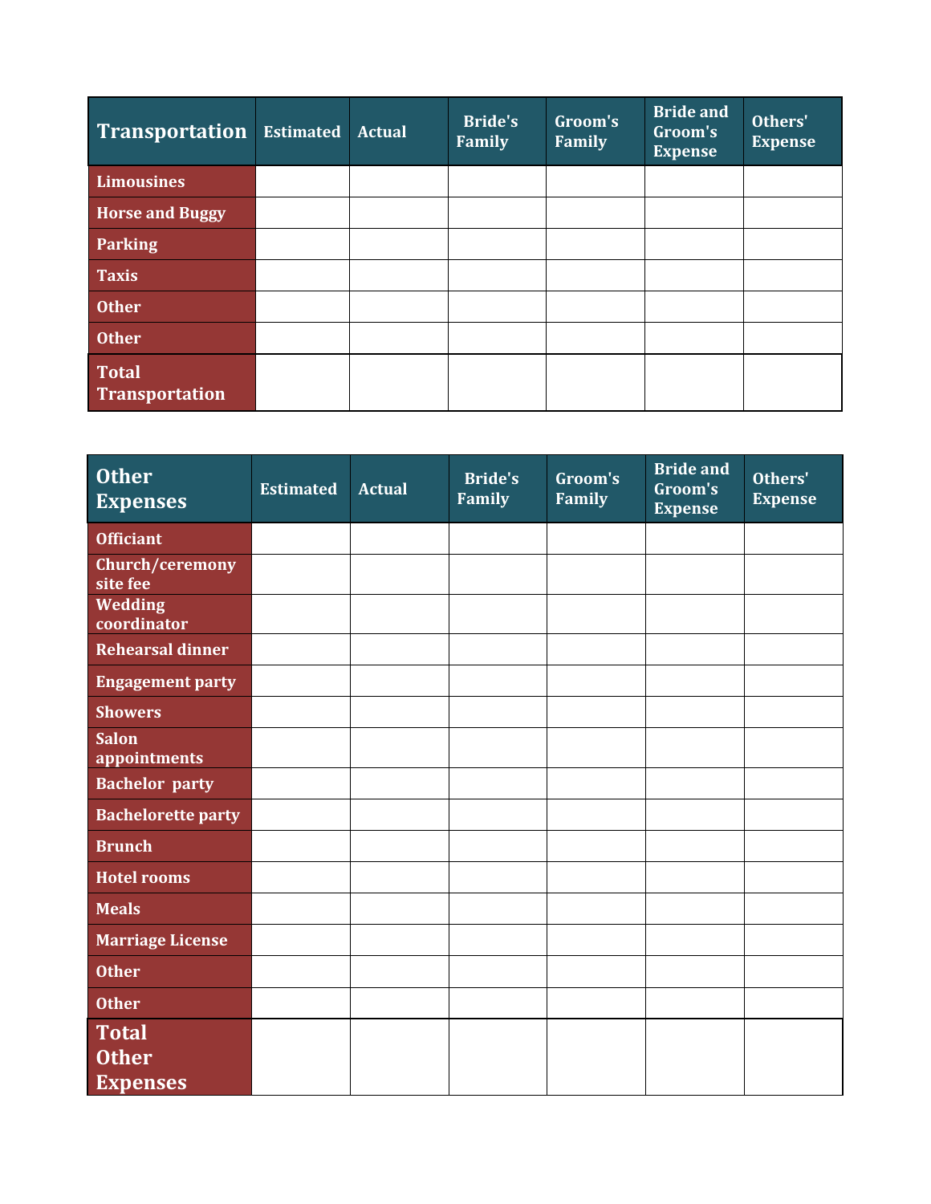| Transportation | Estimated | Actual | Bride's Family | Groom's Family | Bride and Groom's Expense | Others' Expense |
|---|---|---|---|---|---|---|
| Limousines | | | | | | |
| Horse and Buggy | | | | | | |
| Parking | | | | | | |
| Taxis | | | | | | |
| Other | | | | | | |
| Other | | | | | | |
| Total Transportation | | | | | | |

| Other Expenses | Estimated | Actual | Bride's Family | Groom's Family | Bride and Groom's Expense | Others' Expense |
|---|---|---|---|---|---|---|
| Officiant | | | | | | |
| Church/ceremony site fee | | | | | | |
| Wedding coordinator | | | | | | |
| Rehearsal dinner | | | | | | |
| Engagement party | | | | | | |
| Showers | | | | | | |
| Salon appointments | | | | | | |
| Bachelor party | | | | | | |
| Bachelorette party | | | | | | |
| Brunch | | | | | | |
| Hotel rooms | | | | | | |
| Meals | | | | | | |
| Marriage License | | | | | | |
| Other | | | | | | |
| Other | | | | | | |
| Total Other Expenses | | | | | | |